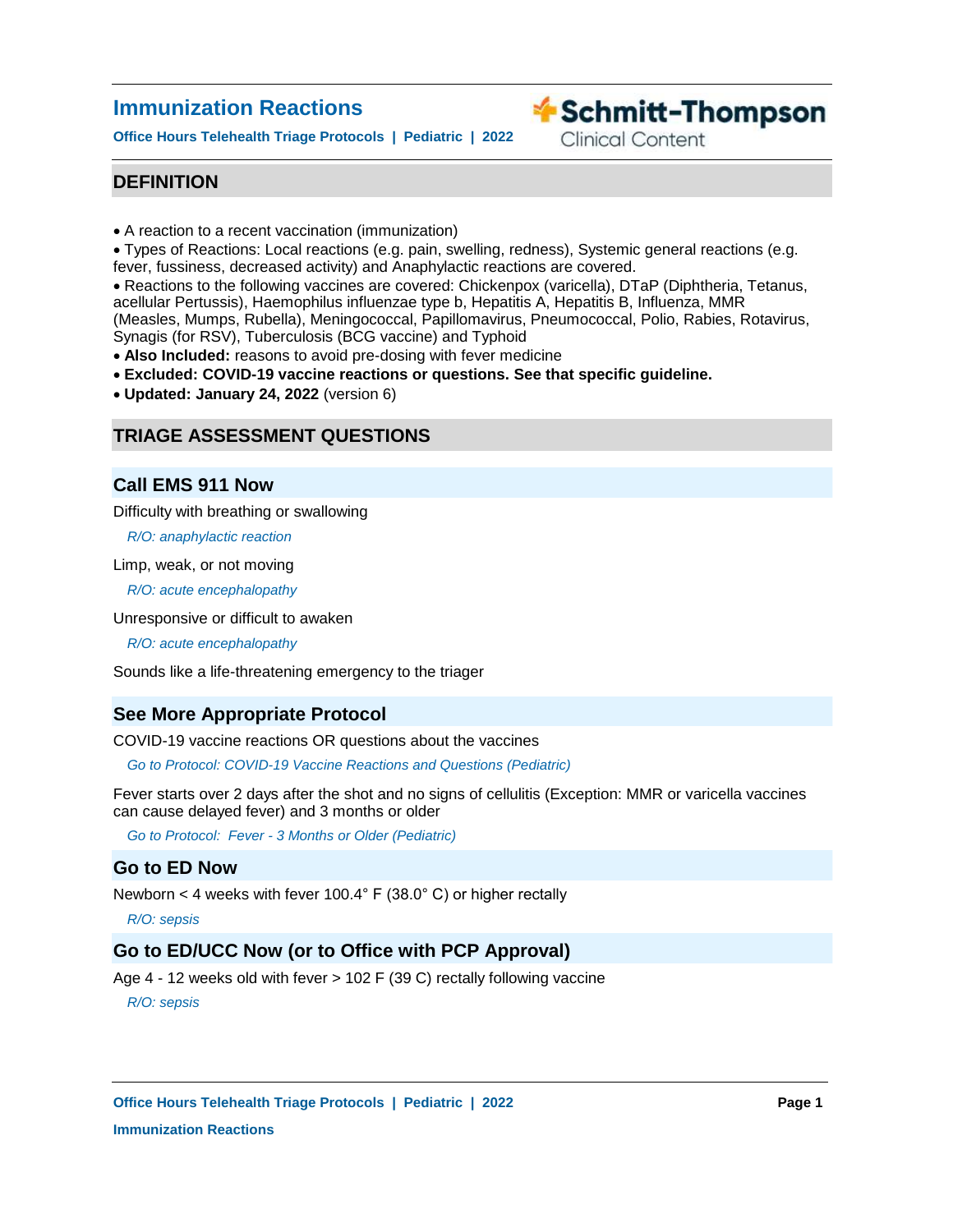# Immunization Reactions

**Office Hours Telehealth Triage Protocols | Pediatric | 2022**

Schmitt-Thompson Clinical Content

## DEFINITION

- A reaction to a recent vaccination (immunization)
- Types of Reactions: Local reactions (e.g. pain, swelling, redness), Systemic general reactions (e.g. fever, fussiness, decreased activity) and Anaphylactic reactions are covered.
- Reactions to the following vaccines are covered: Chickenpox (varicella), DTaP (Diphtheria, Tetanus, acellular Pertussis), Haemophilus influenzae type b, Hepatitis A, Hepatitis B, Influenza, MMR (Measles, Mumps, Rubella), Meningococcal, Papillomavirus, Pneumococcal, Polio, Rabies, Rotavirus, Synagis (for RSV), Tuberculosis (BCG vaccine) and Typhoid
- **Also Included:** reasons to avoid pre-dosing with fever medicine
- **Excluded: COVID-19 vaccine reactions or questions. See that specific guideline.**
- **Updated: January 24, 2022** (version 6)

## TRIAGE ASSESSMENT QUESTIONS

### Call EMS 911 Now

Difficulty with breathing or swallowing

*R/O: anaphylactic reaction*

Limp, weak, or not moving

*R/O: acute encephalopathy*

Unresponsive or difficult to awaken

*R/O: acute encephalopathy*

Sounds like a life-threatening emergency to the triager

### See More Appropriate Protocol

COVID-19 vaccine reactions OR questions about the vaccines

*Go to Protocol: COVID-19 Vaccine Reactions and Questions (Pediatric)*

Fever starts over 2 days after the shot and no signs of cellulitis (Exception: MMR or varicella vaccines can cause delayed fever) and 3 months or older

*Go to Protocol: Fever - 3 Months or Older (Pediatric)*

### Go to ED Now

Newborn < 4 weeks with fever 100.4° F (38.0° C) or higher rectally

*R/O: sepsis*

### Go to ED/UCC Now (or to Office with PCP Approval)

Age 4 - 12 weeks old with fever > 102 F (39 C) rectally following vaccine

*R/O: sepsis*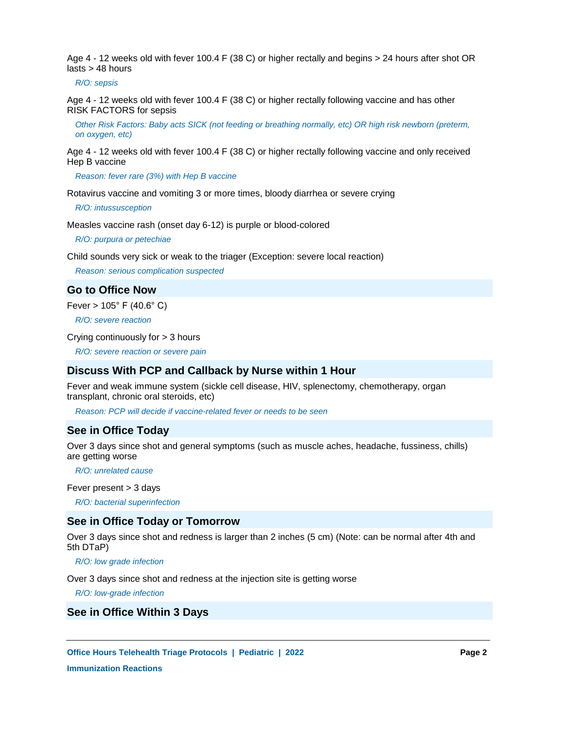Age 4 - 12 weeks old with fever 100.4 F (38 C) or higher rectally and begins > 24 hours after shot OR lasts > 48 hours

*R/O: sepsis*

Age 4 - 12 weeks old with fever 100.4 F (38 C) or higher rectally following vaccine and has other RISK FACTORS for sepsis

*Other Risk Factors: Baby acts SICK (not feeding or breathing normally, etc) OR high risk newborn (preterm, on oxygen, etc)*

Age 4 - 12 weeks old with fever 100.4 F (38 C) or higher rectally following vaccine and only received Hep B vaccine

*Reason: fever rare (3%) with Hep B vaccine*

Rotavirus vaccine and vomiting 3 or more times, bloody diarrhea or severe crying

*R/O: intussusception*

Measles vaccine rash (onset day 6-12) is purple or blood-colored

*R/O: purpura or petechiae*

Child sounds very sick or weak to the triager (Exception: severe local reaction)

*Reason: serious complication suspected*

## Go to Office Now

Fever > 105° F (40.6° C)

*R/O: severe reaction*

Crying continuously for > 3 hours

*R/O: severe reaction or severe pain*

## Discuss With PCP and Callback by Nurse within 1 Hour

Fever and weak immune system (sickle cell disease, HIV, splenectomy, chemotherapy, organ transplant, chronic oral steroids, etc)

*Reason: PCP will decide if vaccine-related fever or needs to be seen*

## See in Office Today

Over 3 days since shot and general symptoms (such as muscle aches, headache, fussiness, chills) are getting worse

*R/O: unrelated cause*

Fever present > 3 days

*R/O: bacterial superinfection*

## See in Office Today or Tomorrow

Over 3 days since shot and redness is larger than 2 inches (5 cm) (Note: can be normal after 4th and 5th DTaP)

*R/O: low grade infection*

Over 3 days since shot and redness at the injection site is getting worse

*R/O: low-grade infection*

## See in Office Within 3 Days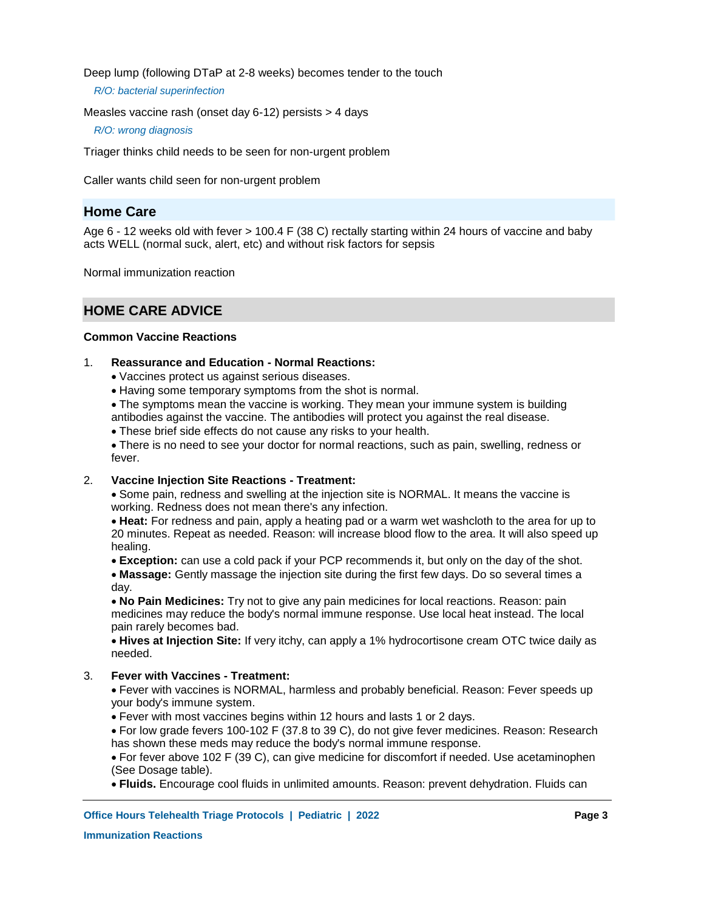Deep lump (following DTaP at 2-8 weeks) becomes tender to the touch

*R/O: bacterial superinfection*

Measles vaccine rash (onset day 6-12) persists > 4 days

*R/O: wrong diagnosis*

Triager thinks child needs to be seen for non-urgent problem

Caller wants child seen for non-urgent problem

## Home Care

Age 6 - 12 weeks old with fever > 100.4 F (38 C) rectally starting within 24 hours of vaccine and baby acts WELL (normal suck, alert, etc) and without risk factors for sepsis

Normal immunization reaction

## HOME CARE ADVICE

**Common Vaccine Reactions**

1. **Reassurance and Education - Normal Reactions:**
   - Vaccines protect us against serious diseases.
   - Having some temporary symptoms from the shot is normal.
   - The symptoms mean the vaccine is working. They mean your immune system is building antibodies against the vaccine. The antibodies will protect you against the real disease.
   - These brief side effects do not cause any risks to your health.
   - There is no need to see your doctor for normal reactions, such as pain, swelling, redness or fever.

2. **Vaccine Injection Site Reactions - Treatment:**
   - Some pain, redness and swelling at the injection site is NORMAL. It means the vaccine is working. Redness does not mean there's any infection.
   - **Heat:** For redness and pain, apply a heating pad or a warm wet washcloth to the area for up to 20 minutes. Repeat as needed. Reason: will increase blood flow to the area. It will also speed up healing.
   - **Exception:** can use a cold pack if your PCP recommends it, but only on the day of the shot.
   - **Massage:** Gently massage the injection site during the first few days. Do so several times a day.
   - **No Pain Medicines:** Try not to give any pain medicines for local reactions. Reason: pain medicines may reduce the body's normal immune response. Use local heat instead. The local pain rarely becomes bad.
   - **Hives at Injection Site:** If very itchy, can apply a 1% hydrocortisone cream OTC twice daily as needed.

3. **Fever with Vaccines - Treatment:**
   - Fever with vaccines is NORMAL, harmless and probably beneficial. Reason: Fever speeds up your body's immune system.
   - Fever with most vaccines begins within 12 hours and lasts 1 or 2 days.
   - For low grade fevers 100-102 F (37.8 to 39 C), do not give fever medicines. Reason: Research has shown these meds may reduce the body's normal immune response.
   - For fever above 102 F (39 C), can give medicine for discomfort if needed. Use acetaminophen (See Dosage table).
   - **Fluids.** Encourage cool fluids in unlimited amounts. Reason: prevent dehydration. Fluids can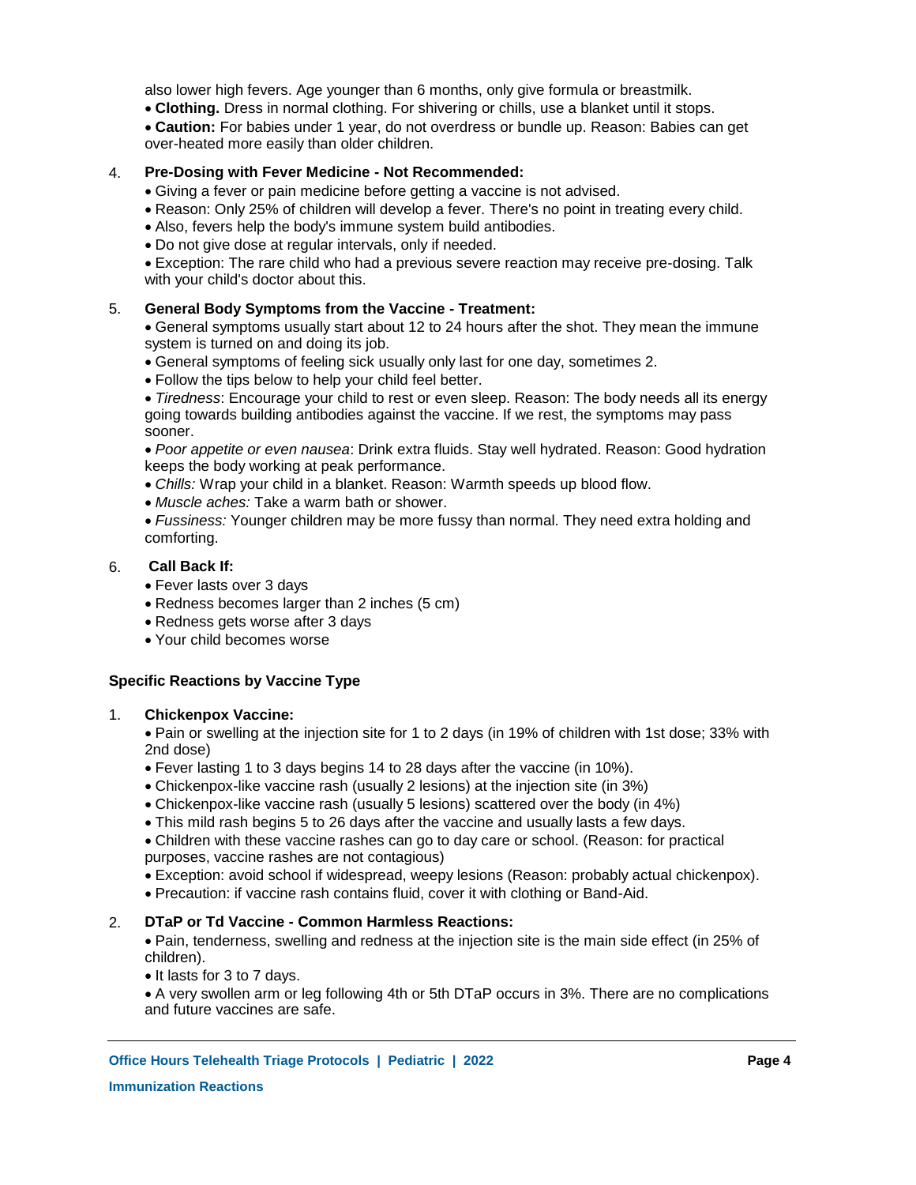also lower high fevers. Age younger than 6 months, only give formula or breastmilk.

- **Clothing.** Dress in normal clothing. For shivering or chills, use a blanket until it stops.
- **Caution:** For babies under 1 year, do not overdress or bundle up. Reason: Babies can get over-heated more easily than older children.

4. **Pre-Dosing with Fever Medicine - Not Recommended:**
   - Giving a fever or pain medicine before getting a vaccine is not advised.
   - Reason: Only 25% of children will develop a fever. There's no point in treating every child.
   - Also, fevers help the body's immune system build antibodies.
   - Do not give dose at regular intervals, only if needed.
   - Exception: The rare child who had a previous severe reaction may receive pre-dosing. Talk with your child's doctor about this.

5. **General Body Symptoms from the Vaccine - Treatment:**
   - General symptoms usually start about 12 to 24 hours after the shot. They mean the immune system is turned on and doing its job.
   - General symptoms of feeling sick usually only last for one day, sometimes 2.
   - Follow the tips below to help your child feel better.
   - *Tiredness*: Encourage your child to rest or even sleep. Reason: The body needs all its energy going towards building antibodies against the vaccine. If we rest, the symptoms may pass sooner.
   - *Poor appetite or even nausea*: Drink extra fluids. Stay well hydrated. Reason: Good hydration keeps the body working at peak performance.
   - *Chills:* Wrap your child in a blanket. Reason: Warmth speeds up blood flow.
   - *Muscle aches:* Take a warm bath or shower.
   - *Fussiness:* Younger children may be more fussy than normal. They need extra holding and comforting.

6. **Call Back If:**
   - Fever lasts over 3 days
   - Redness becomes larger than 2 inches (5 cm)
   - Redness gets worse after 3 days
   - Your child becomes worse

**Specific Reactions by Vaccine Type**

1. **Chickenpox Vaccine:**
   - Pain or swelling at the injection site for 1 to 2 days (in 19% of children with 1st dose; 33% with 2nd dose)
   - Fever lasting 1 to 3 days begins 14 to 28 days after the vaccine (in 10%).
   - Chickenpox-like vaccine rash (usually 2 lesions) at the injection site (in 3%)
   - Chickenpox-like vaccine rash (usually 5 lesions) scattered over the body (in 4%)
   - This mild rash begins 5 to 26 days after the vaccine and usually lasts a few days.
   - Children with these vaccine rashes can go to day care or school. (Reason: for practical purposes, vaccine rashes are not contagious)
   - Exception: avoid school if widespread, weepy lesions (Reason: probably actual chickenpox).
   - Precaution: if vaccine rash contains fluid, cover it with clothing or Band-Aid.

2. **DTaP or Td Vaccine - Common Harmless Reactions:**
   - Pain, tenderness, swelling and redness at the injection site is the main side effect (in 25% of children).
   - It lasts for 3 to 7 days.
   - A very swollen arm or leg following 4th or 5th DTaP occurs in 3%. There are no complications and future vaccines are safe.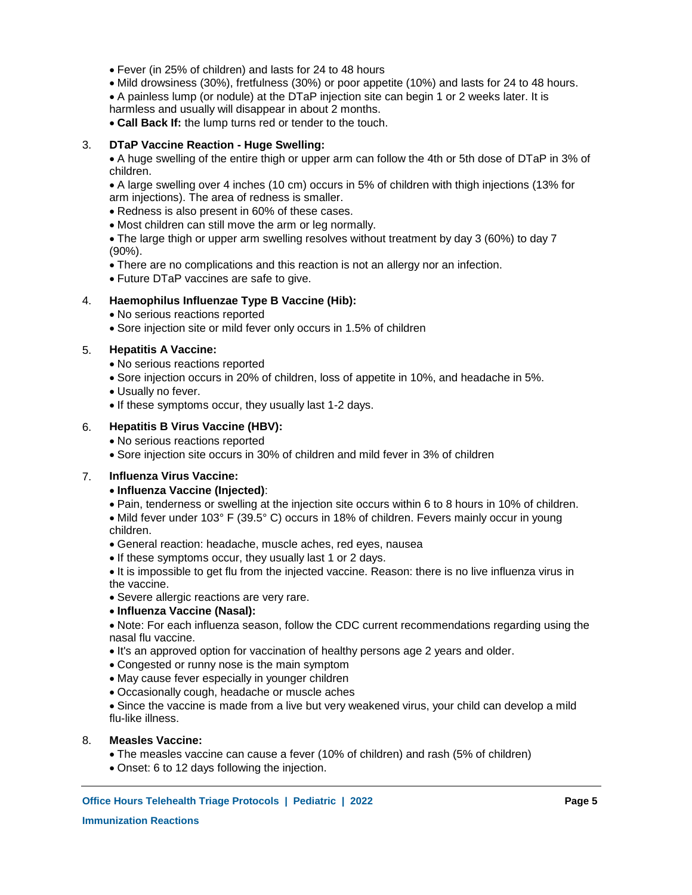- Fever (in 25% of children) and lasts for 24 to 48 hours
- Mild drowsiness (30%), fretfulness (30%) or poor appetite (10%) and lasts for 24 to 48 hours.
- A painless lump (or nodule) at the DTaP injection site can begin 1 or 2 weeks later. It is harmless and usually will disappear in about 2 months.
- **Call Back If:** the lump turns red or tender to the touch.

3. **DTaP Vaccine Reaction - Huge Swelling:**
   - A huge swelling of the entire thigh or upper arm can follow the 4th or 5th dose of DTaP in 3% of children.
   - A large swelling over 4 inches (10 cm) occurs in 5% of children with thigh injections (13% for arm injections). The area of redness is smaller.
   - Redness is also present in 60% of these cases.
   - Most children can still move the arm or leg normally.
   - The large thigh or upper arm swelling resolves without treatment by day 3 (60%) to day 7 (90%).
   - There are no complications and this reaction is not an allergy nor an infection.
   - Future DTaP vaccines are safe to give.

4. **Haemophilus Influenzae Type B Vaccine (Hib):**
   - No serious reactions reported
   - Sore injection site or mild fever only occurs in 1.5% of children

5. **Hepatitis A Vaccine:**
   - No serious reactions reported
   - Sore injection occurs in 20% of children, loss of appetite in 10%, and headache in 5%.
   - Usually no fever.
   - If these symptoms occur, they usually last 1-2 days.

6. **Hepatitis B Virus Vaccine (HBV):**
   - No serious reactions reported
   - Sore injection site occurs in 30% of children and mild fever in 3% of children

7. **Influenza Virus Vaccine:**
   - **Influenza Vaccine (Injected)**:
   - Pain, tenderness or swelling at the injection site occurs within 6 to 8 hours in 10% of children.
   - Mild fever under 103° F (39.5° C) occurs in 18% of children. Fevers mainly occur in young children.
   - General reaction: headache, muscle aches, red eyes, nausea
   - If these symptoms occur, they usually last 1 or 2 days.
   - It is impossible to get flu from the injected vaccine. Reason: there is no live influenza virus in the vaccine.
   - Severe allergic reactions are very rare.
   - **Influenza Vaccine (Nasal):**
   - Note: For each influenza season, follow the CDC current recommendations regarding using the nasal flu vaccine.
   - It's an approved option for vaccination of healthy persons age 2 years and older.
   - Congested or runny nose is the main symptom
   - May cause fever especially in younger children
   - Occasionally cough, headache or muscle aches
   - Since the vaccine is made from a live but very weakened virus, your child can develop a mild flu-like illness.

8. **Measles Vaccine:**
   - The measles vaccine can cause a fever (10% of children) and rash (5% of children)
   - Onset: 6 to 12 days following the injection.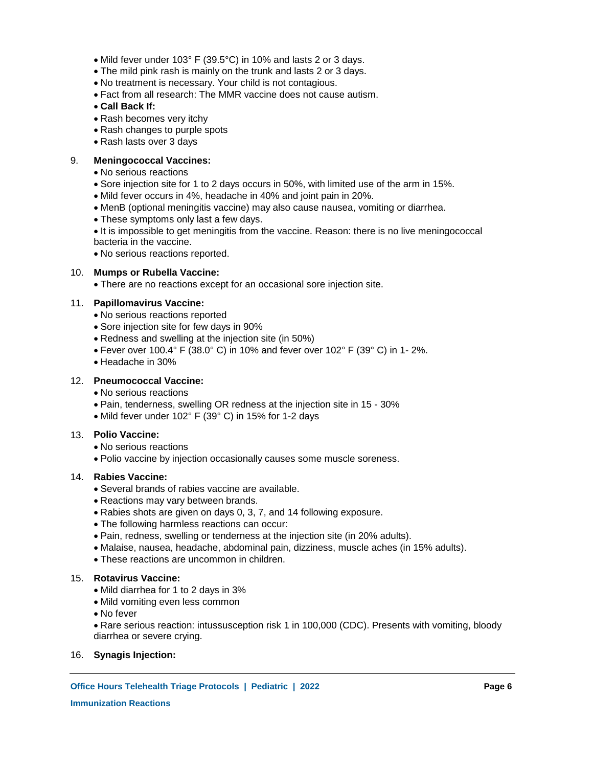- Mild fever under 103° F (39.5°C) in 10% and lasts 2 or 3 days.
- The mild pink rash is mainly on the trunk and lasts 2 or 3 days.
- No treatment is necessary. Your child is not contagious.
- Fact from all research: The MMR vaccine does not cause autism.
- **Call Back If:**
- Rash becomes very itchy
- Rash changes to purple spots
- Rash lasts over 3 days

9. **Meningococcal Vaccines:**
   - No serious reactions
   - Sore injection site for 1 to 2 days occurs in 50%, with limited use of the arm in 15%.
   - Mild fever occurs in 4%, headache in 40% and joint pain in 20%.
   - MenB (optional meningitis vaccine) may also cause nausea, vomiting or diarrhea.
   - These symptoms only last a few days.
   - It is impossible to get meningitis from the vaccine. Reason: there is no live meningococcal bacteria in the vaccine.
   - No serious reactions reported.

10. **Mumps or Rubella Vaccine:**
    - There are no reactions except for an occasional sore injection site.

11. **Papillomavirus Vaccine:**
    - No serious reactions reported
    - Sore injection site for few days in 90%
    - Redness and swelling at the injection site (in 50%)
    - Fever over 100.4° F (38.0° C) in 10% and fever over 102° F (39° C) in 1- 2%.
    - Headache in 30%

12. **Pneumococcal Vaccine:**
    - No serious reactions
    - Pain, tenderness, swelling OR redness at the injection site in 15 - 30%
    - Mild fever under 102° F (39° C) in 15% for 1-2 days

13. **Polio Vaccine:**
    - No serious reactions
    - Polio vaccine by injection occasionally causes some muscle soreness.

14. **Rabies Vaccine:**
    - Several brands of rabies vaccine are available.
    - Reactions may vary between brands.
    - Rabies shots are given on days 0, 3, 7, and 14 following exposure.
    - The following harmless reactions can occur:
    - Pain, redness, swelling or tenderness at the injection site (in 20% adults).
    - Malaise, nausea, headache, abdominal pain, dizziness, muscle aches (in 15% adults).
    - These reactions are uncommon in children.

15. **Rotavirus Vaccine:**
    - Mild diarrhea for 1 to 2 days in 3%
    - Mild vomiting even less common
    - No fever
    - Rare serious reaction: intussusception risk 1 in 100,000 (CDC). Presents with vomiting, bloody diarrhea or severe crying.

16. **Synagis Injection:**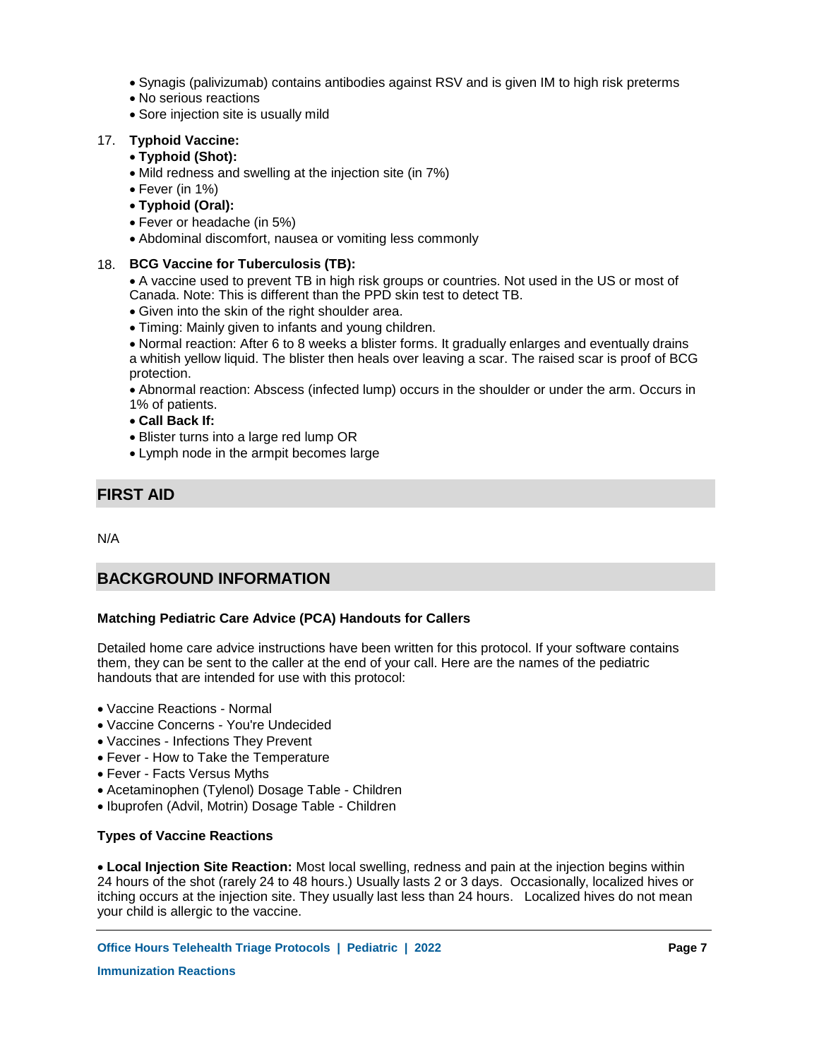- Synagis (palivizumab) contains antibodies against RSV and is given IM to high risk preterms
- No serious reactions
- Sore injection site is usually mild

17. **Typhoid Vaccine:**
    - **Typhoid (Shot):**
    - Mild redness and swelling at the injection site (in 7%)
    - Fever (in 1%)
    - **Typhoid (Oral):**
    - Fever or headache (in 5%)
    - Abdominal discomfort, nausea or vomiting less commonly

18. **BCG Vaccine for Tuberculosis (TB):**
    - A vaccine used to prevent TB in high risk groups or countries. Not used in the US or most of Canada. Note: This is different than the PPD skin test to detect TB.
    - Given into the skin of the right shoulder area.
    - Timing: Mainly given to infants and young children.
    - Normal reaction: After 6 to 8 weeks a blister forms. It gradually enlarges and eventually drains a whitish yellow liquid. The blister then heals over leaving a scar. The raised scar is proof of BCG protection.
    - Abnormal reaction: Abscess (infected lump) occurs in the shoulder or under the arm. Occurs in 1% of patients.
    - **Call Back If:**
    - Blister turns into a large red lump OR
    - Lymph node in the armpit becomes large

## FIRST AID

N/A

## BACKGROUND INFORMATION

### Matching Pediatric Care Advice (PCA) Handouts for Callers

Detailed home care advice instructions have been written for this protocol. If your software contains them, they can be sent to the caller at the end of your call. Here are the names of the pediatric handouts that are intended for use with this protocol:

- Vaccine Reactions - Normal
- Vaccine Concerns - You're Undecided
- Vaccines - Infections They Prevent
- Fever - How to Take the Temperature
- Fever - Facts Versus Myths
- Acetaminophen (Tylenol) Dosage Table - Children
- Ibuprofen (Advil, Motrin) Dosage Table - Children

### Types of Vaccine Reactions

- **Local Injection Site Reaction:** Most local swelling, redness and pain at the injection begins within 24 hours of the shot (rarely 24 to 48 hours.) Usually lasts 2 or 3 days. Occasionally, localized hives or itching occurs at the injection site. They usually last less than 24 hours. Localized hives do not mean your child is allergic to the vaccine.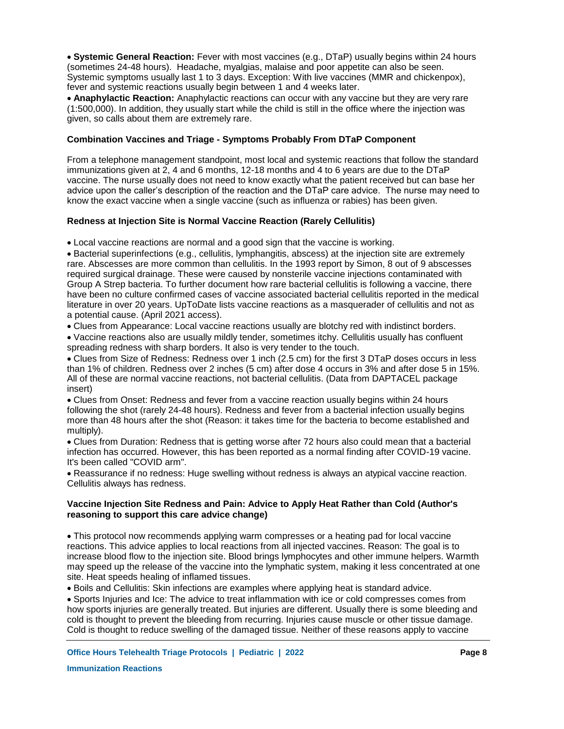- **Systemic General Reaction:** Fever with most vaccines (e.g., DTaP) usually begins within 24 hours (sometimes 24-48 hours). Headache, myalgias, malaise and poor appetite can also be seen. Systemic symptoms usually last 1 to 3 days. Exception: With live vaccines (MMR and chickenpox), fever and systemic reactions usually begin between 1 and 4 weeks later.
- **Anaphylactic Reaction:** Anaphylactic reactions can occur with any vaccine but they are very rare (1:500,000). In addition, they usually start while the child is still in the office where the injection was given, so calls about them are extremely rare.

**Combination Vaccines and Triage - Symptoms Probably From DTaP Component**

From a telephone management standpoint, most local and systemic reactions that follow the standard immunizations given at 2, 4 and 6 months, 12-18 months and 4 to 6 years are due to the DTaP vaccine. The nurse usually does not need to know exactly what the patient received but can base her advice upon the caller's description of the reaction and the DTaP care advice. The nurse may need to know the exact vaccine when a single vaccine (such as influenza or rabies) has been given.

**Redness at Injection Site is Normal Vaccine Reaction (Rarely Cellulitis)**

- Local vaccine reactions are normal and a good sign that the vaccine is working.
- Bacterial superinfections (e.g., cellulitis, lymphangitis, abscess) at the injection site are extremely rare. Abscesses are more common than cellulitis. In the 1993 report by Simon, 8 out of 9 abscesses required surgical drainage. These were caused by nonsterile vaccine injections contaminated with Group A Strep bacteria. To further document how rare bacterial cellulitis is following a vaccine, there have been no culture confirmed cases of vaccine associated bacterial cellulitis reported in the medical literature in over 20 years. UpToDate lists vaccine reactions as a masquerader of cellulitis and not as a potential cause. (April 2021 access).
- Clues from Appearance: Local vaccine reactions usually are blotchy red with indistinct borders.
- Vaccine reactions also are usually mildly tender, sometimes itchy. Cellulitis usually has confluent spreading redness with sharp borders. It also is very tender to the touch.
- Clues from Size of Redness: Redness over 1 inch (2.5 cm) for the first 3 DTaP doses occurs in less than 1% of children. Redness over 2 inches (5 cm) after dose 4 occurs in 3% and after dose 5 in 15%. All of these are normal vaccine reactions, not bacterial cellulitis. (Data from DAPTACEL package insert)
- Clues from Onset: Redness and fever from a vaccine reaction usually begins within 24 hours following the shot (rarely 24-48 hours). Redness and fever from a bacterial infection usually begins more than 48 hours after the shot (Reason: it takes time for the bacteria to become established and multiply).
- Clues from Duration: Redness that is getting worse after 72 hours also could mean that a bacterial infection has occurred. However, this has been reported as a normal finding after COVID-19 vacine. It's been called "COVID arm".
- Reassurance if no redness: Huge swelling without redness is always an atypical vaccine reaction. Cellulitis always has redness.

**Vaccine Injection Site Redness and Pain: Advice to Apply Heat Rather than Cold (Author's reasoning to support this care advice change)**

- This protocol now recommends applying warm compresses or a heating pad for local vaccine reactions. This advice applies to local reactions from all injected vaccines. Reason: The goal is to increase blood flow to the injection site. Blood brings lymphocytes and other immune helpers. Warmth may speed up the release of the vaccine into the lymphatic system, making it less concentrated at one site. Heat speeds healing of inflamed tissues.
- Boils and Cellulitis: Skin infections are examples where applying heat is standard advice.
- Sports Injuries and Ice: The advice to treat inflammation with ice or cold compresses comes from how sports injuries are generally treated. But injuries are different. Usually there is some bleeding and cold is thought to prevent the bleeding from recurring. Injuries cause muscle or other tissue damage. Cold is thought to reduce swelling of the damaged tissue. Neither of these reasons apply to vaccine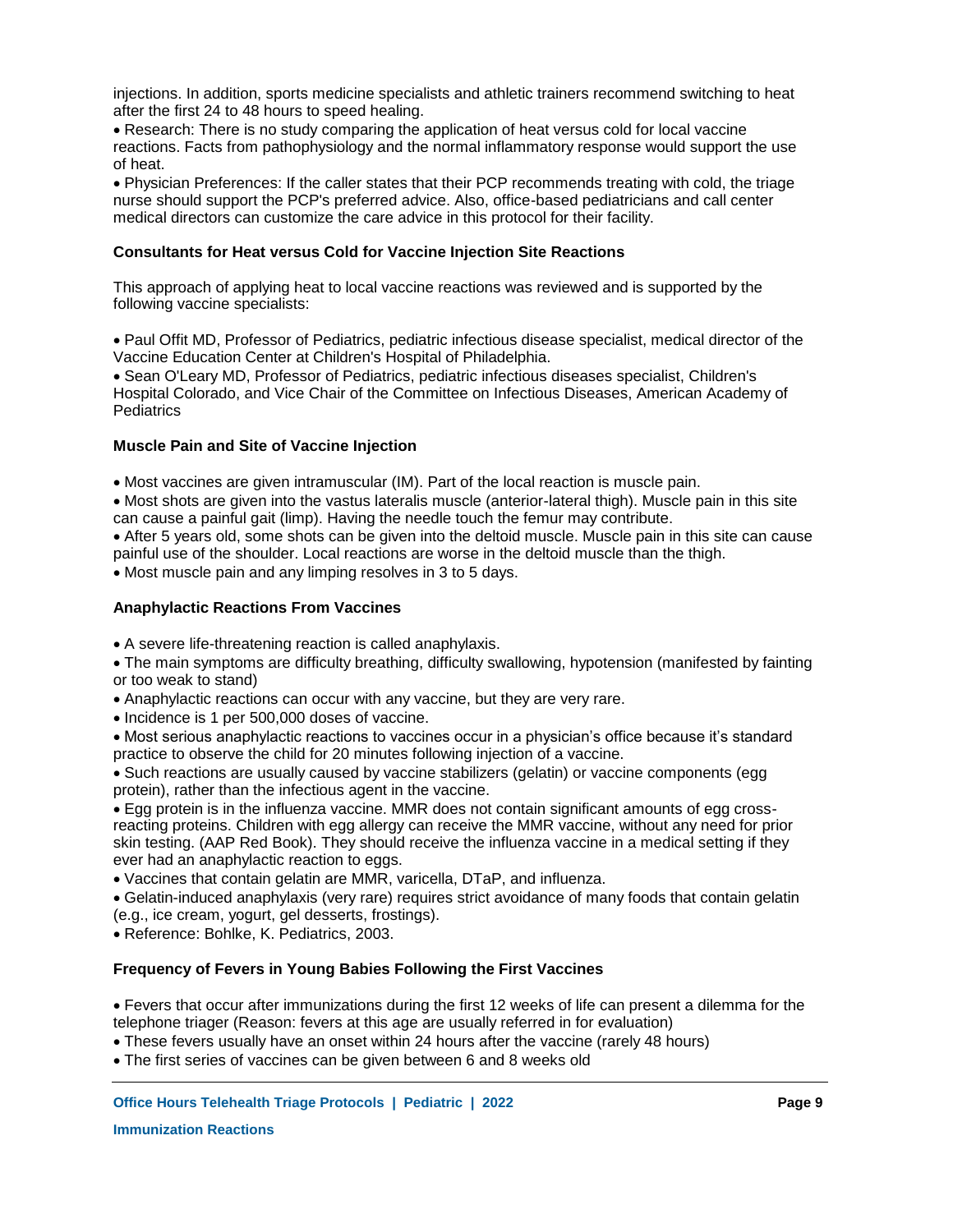injections. In addition, sports medicine specialists and athletic trainers recommend switching to heat after the first 24 to 48 hours to speed healing.

- Research: There is no study comparing the application of heat versus cold for local vaccine reactions. Facts from pathophysiology and the normal inflammatory response would support the use of heat.
- Physician Preferences: If the caller states that their PCP recommends treating with cold, the triage nurse should support the PCP's preferred advice. Also, office-based pediatricians and call center medical directors can customize the care advice in this protocol for their facility.

**Consultants for Heat versus Cold for Vaccine Injection Site Reactions**

This approach of applying heat to local vaccine reactions was reviewed and is supported by the following vaccine specialists:

- Paul Offit MD, Professor of Pediatrics, pediatric infectious disease specialist, medical director of the Vaccine Education Center at Children's Hospital of Philadelphia.
- Sean O'Leary MD, Professor of Pediatrics, pediatric infectious diseases specialist, Children's Hospital Colorado, and Vice Chair of the Committee on Infectious Diseases, American Academy of Pediatrics

**Muscle Pain and Site of Vaccine Injection**

- Most vaccines are given intramuscular (IM). Part of the local reaction is muscle pain.
- Most shots are given into the vastus lateralis muscle (anterior-lateral thigh). Muscle pain in this site can cause a painful gait (limp). Having the needle touch the femur may contribute.
- After 5 years old, some shots can be given into the deltoid muscle. Muscle pain in this site can cause painful use of the shoulder. Local reactions are worse in the deltoid muscle than the thigh.
- Most muscle pain and any limping resolves in 3 to 5 days.

**Anaphylactic Reactions From Vaccines**

- A severe life-threatening reaction is called anaphylaxis.
- The main symptoms are difficulty breathing, difficulty swallowing, hypotension (manifested by fainting or too weak to stand)
- Anaphylactic reactions can occur with any vaccine, but they are very rare.
- Incidence is 1 per 500,000 doses of vaccine.
- Most serious anaphylactic reactions to vaccines occur in a physician's office because it's standard practice to observe the child for 20 minutes following injection of a vaccine.
- Such reactions are usually caused by vaccine stabilizers (gelatin) or vaccine components (egg protein), rather than the infectious agent in the vaccine.
- Egg protein is in the influenza vaccine. MMR does not contain significant amounts of egg cross-reacting proteins. Children with egg allergy can receive the MMR vaccine, without any need for prior skin testing. (AAP Red Book). They should receive the influenza vaccine in a medical setting if they ever had an anaphylactic reaction to eggs.
- Vaccines that contain gelatin are MMR, varicella, DTaP, and influenza.
- Gelatin-induced anaphylaxis (very rare) requires strict avoidance of many foods that contain gelatin (e.g., ice cream, yogurt, gel desserts, frostings).
- Reference: Bohlke, K. Pediatrics, 2003.

**Frequency of Fevers in Young Babies Following the First Vaccines**

- Fevers that occur after immunizations during the first 12 weeks of life can present a dilemma for the telephone triager (Reason: fevers at this age are usually referred in for evaluation)
- These fevers usually have an onset within 24 hours after the vaccine (rarely 48 hours)
- The first series of vaccines can be given between 6 and 8 weeks old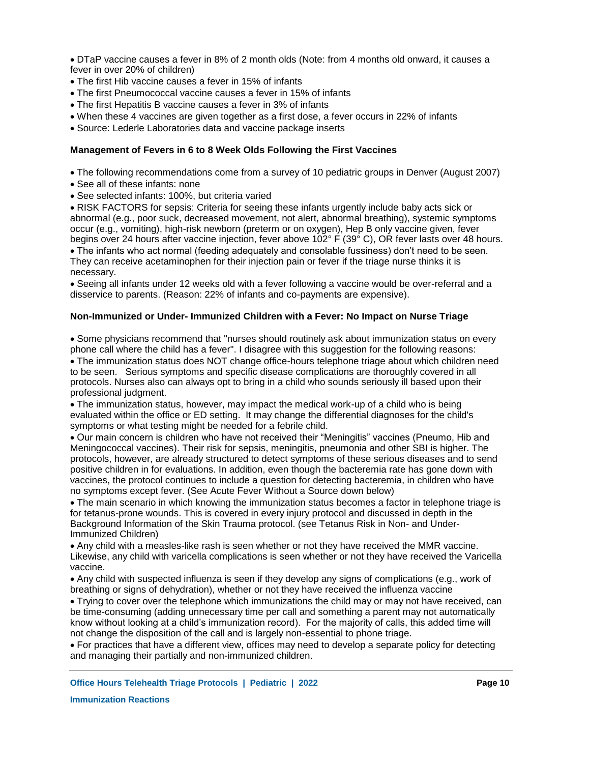- DTaP vaccine causes a fever in 8% of 2 month olds (Note: from 4 months old onward, it causes a fever in over 20% of children)
- The first Hib vaccine causes a fever in 15% of infants
- The first Pneumococcal vaccine causes a fever in 15% of infants
- The first Hepatitis B vaccine causes a fever in 3% of infants
- When these 4 vaccines are given together as a first dose, a fever occurs in 22% of infants
- Source: Lederle Laboratories data and vaccine package inserts

### Management of Fevers in 6 to 8 Week Olds Following the First Vaccines

- The following recommendations come from a survey of 10 pediatric groups in Denver (August 2007)
- See all of these infants: none
- See selected infants: 100%, but criteria varied
- RISK FACTORS for sepsis: Criteria for seeing these infants urgently include baby acts sick or abnormal (e.g., poor suck, decreased movement, not alert, abnormal breathing), systemic symptoms occur (e.g., vomiting), high-risk newborn (preterm or on oxygen), Hep B only vaccine given, fever begins over 24 hours after vaccine injection, fever above 102° F (39° C), OR fever lasts over 48 hours.
- The infants who act normal (feeding adequately and consolable fussiness) don't need to be seen. They can receive acetaminophen for their injection pain or fever if the triage nurse thinks it is necessary.
- Seeing all infants under 12 weeks old with a fever following a vaccine would be over-referral and a disservice to parents. (Reason: 22% of infants and co-payments are expensive).

### Non-Immunized or Under- Immunized Children with a Fever: No Impact on Nurse Triage

- Some physicians recommend that "nurses should routinely ask about immunization status on every phone call where the child has a fever". I disagree with this suggestion for the following reasons:
- The immunization status does NOT change office-hours telephone triage about which children need to be seen. Serious symptoms and specific disease complications are thoroughly covered in all protocols. Nurses also can always opt to bring in a child who sounds seriously ill based upon their professional judgment.
- The immunization status, however, may impact the medical work-up of a child who is being evaluated within the office or ED setting. It may change the differential diagnoses for the child's symptoms or what testing might be needed for a febrile child.
- Our main concern is children who have not received their "Meningitis" vaccines (Pneumo, Hib and Meningococcal vaccines). Their risk for sepsis, meningitis, pneumonia and other SBI is higher. The protocols, however, are already structured to detect symptoms of these serious diseases and to send positive children in for evaluations. In addition, even though the bacteremia rate has gone down with vaccines, the protocol continues to include a question for detecting bacteremia, in children who have no symptoms except fever. (See Acute Fever Without a Source down below)
- The main scenario in which knowing the immunization status becomes a factor in telephone triage is for tetanus-prone wounds. This is covered in every injury protocol and discussed in depth in the Background Information of the Skin Trauma protocol. (see Tetanus Risk in Non- and Under-Immunized Children)
- Any child with a measles-like rash is seen whether or not they have received the MMR vaccine. Likewise, any child with varicella complications is seen whether or not they have received the Varicella vaccine.
- Any child with suspected influenza is seen if they develop any signs of complications (e.g., work of breathing or signs of dehydration), whether or not they have received the influenza vaccine
- Trying to cover over the telephone which immunizations the child may or may not have received, can be time-consuming (adding unnecessary time per call and something a parent may not automatically know without looking at a child's immunization record). For the majority of calls, this added time will not change the disposition of the call and is largely non-essential to phone triage.
- For practices that have a different view, offices may need to develop a separate policy for detecting and managing their partially and non-immunized children.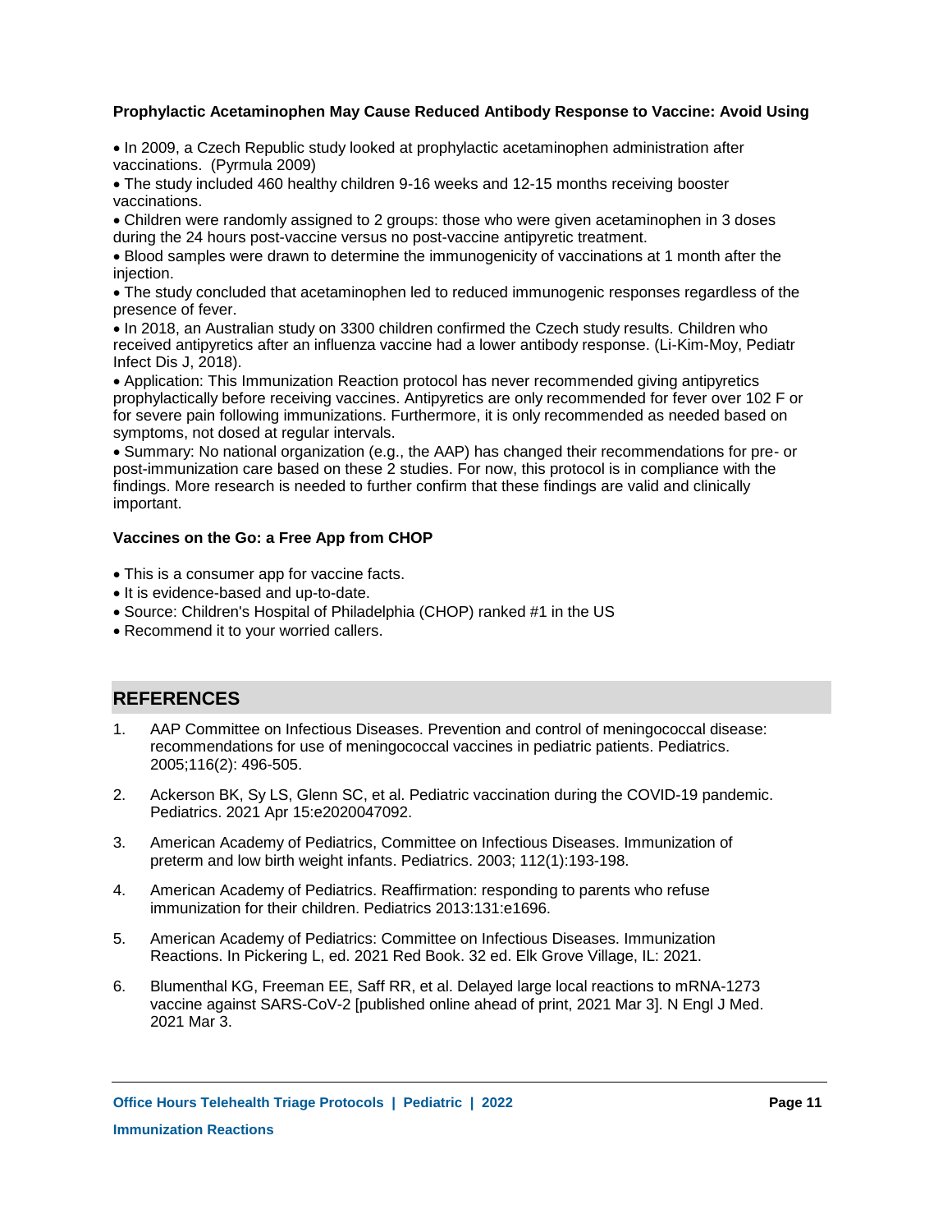**Prophylactic Acetaminophen May Cause Reduced Antibody Response to Vaccine: Avoid Using**

- In 2009, a Czech Republic study looked at prophylactic acetaminophen administration after vaccinations. (Pyrmula 2009)
- The study included 460 healthy children 9-16 weeks and 12-15 months receiving booster vaccinations.
- Children were randomly assigned to 2 groups: those who were given acetaminophen in 3 doses during the 24 hours post-vaccine versus no post-vaccine antipyretic treatment.
- Blood samples were drawn to determine the immunogenicity of vaccinations at 1 month after the injection.
- The study concluded that acetaminophen led to reduced immunogenic responses regardless of the presence of fever.
- In 2018, an Australian study on 3300 children confirmed the Czech study results. Children who received antipyretics after an influenza vaccine had a lower antibody response. (Li-Kim-Moy, Pediatr Infect Dis J, 2018).
- Application: This Immunization Reaction protocol has never recommended giving antipyretics prophylactically before receiving vaccines. Antipyretics are only recommended for fever over 102 F or for severe pain following immunizations. Furthermore, it is only recommended as needed based on symptoms, not dosed at regular intervals.
- Summary: No national organization (e.g., the AAP) has changed their recommendations for pre- or post-immunization care based on these 2 studies. For now, this protocol is in compliance with the findings. More research is needed to further confirm that these findings are valid and clinically important.

**Vaccines on the Go: a Free App from CHOP**

- This is a consumer app for vaccine facts.
- It is evidence-based and up-to-date.
- Source: Children's Hospital of Philadelphia (CHOP) ranked #1 in the US
- Recommend it to your worried callers.

## REFERENCES

1. AAP Committee on Infectious Diseases. Prevention and control of meningococcal disease: recommendations for use of meningococcal vaccines in pediatric patients. Pediatrics. 2005;116(2): 496-505.
2. Ackerson BK, Sy LS, Glenn SC, et al. Pediatric vaccination during the COVID-19 pandemic. Pediatrics. 2021 Apr 15:e2020047092.
3. American Academy of Pediatrics, Committee on Infectious Diseases. Immunization of preterm and low birth weight infants. Pediatrics. 2003; 112(1):193-198.
4. American Academy of Pediatrics. Reaffirmation: responding to parents who refuse immunization for their children. Pediatrics 2013:131:e1696.
5. American Academy of Pediatrics: Committee on Infectious Diseases. Immunization Reactions. In Pickering L, ed. 2021 Red Book. 32 ed. Elk Grove Village, IL: 2021.
6. Blumenthal KG, Freeman EE, Saff RR, et al. Delayed large local reactions to mRNA-1273 vaccine against SARS-CoV-2 [published online ahead of print, 2021 Mar 3]. N Engl J Med. 2021 Mar 3.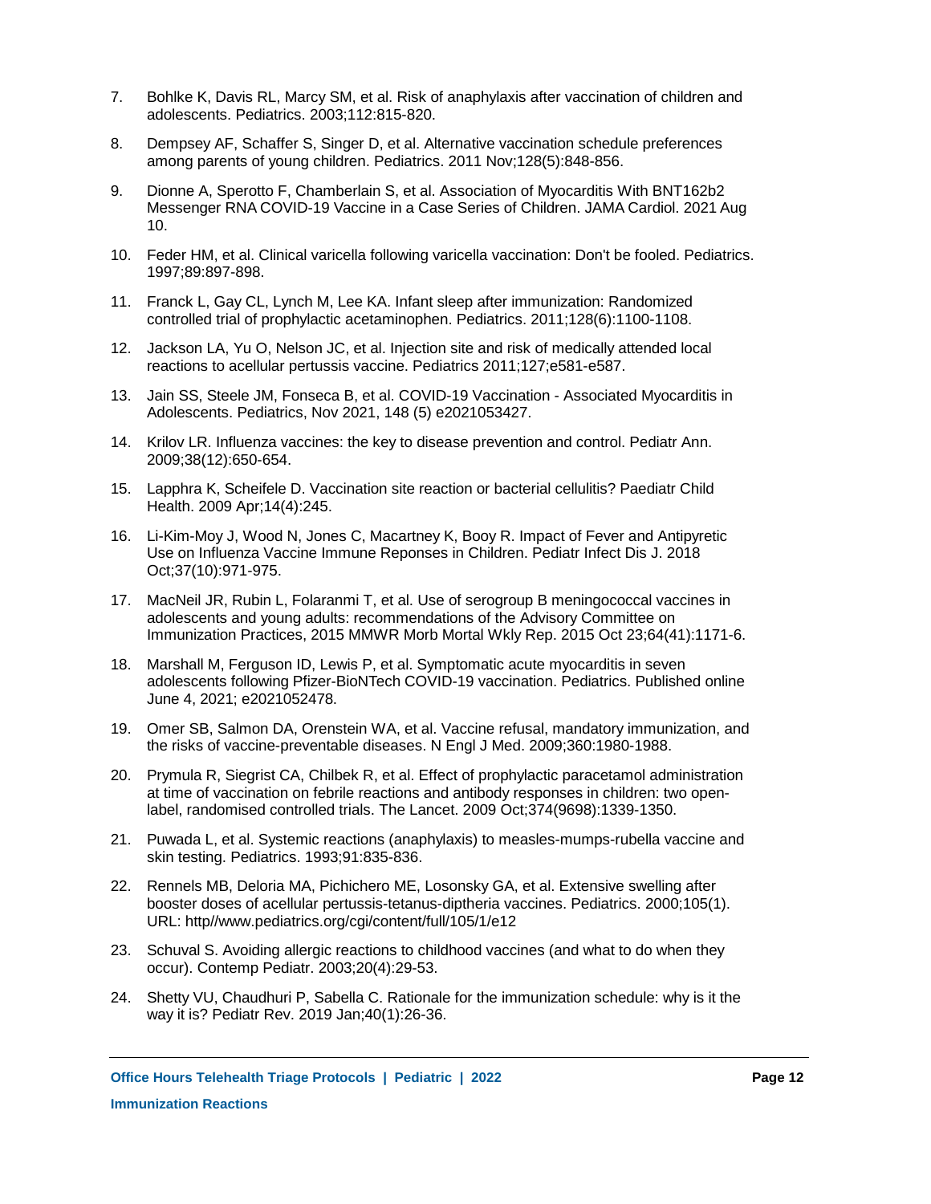7. Bohlke K, Davis RL, Marcy SM, et al. Risk of anaphylaxis after vaccination of children and adolescents. Pediatrics. 2003;112:815-820.
8. Dempsey AF, Schaffer S, Singer D, et al. Alternative vaccination schedule preferences among parents of young children. Pediatrics. 2011 Nov;128(5):848-856.
9. Dionne A, Sperotto F, Chamberlain S, et al. Association of Myocarditis With BNT162b2 Messenger RNA COVID-19 Vaccine in a Case Series of Children. JAMA Cardiol. 2021 Aug 10.
10. Feder HM, et al. Clinical varicella following varicella vaccination: Don't be fooled. Pediatrics. 1997;89:897-898.
11. Franck L, Gay CL, Lynch M, Lee KA. Infant sleep after immunization: Randomized controlled trial of prophylactic acetaminophen. Pediatrics. 2011;128(6):1100-1108.
12. Jackson LA, Yu O, Nelson JC, et al. Injection site and risk of medically attended local reactions to acellular pertussis vaccine. Pediatrics 2011;127;e581-e587.
13. Jain SS, Steele JM, Fonseca B, et al. COVID-19 Vaccination - Associated Myocarditis in Adolescents. Pediatrics, Nov 2021, 148 (5) e2021053427.
14. Krilov LR. Influenza vaccines: the key to disease prevention and control. Pediatr Ann. 2009;38(12):650-654.
15. Lapphra K, Scheifele D. Vaccination site reaction or bacterial cellulitis? Paediatr Child Health. 2009 Apr;14(4):245.
16. Li-Kim-Moy J, Wood N, Jones C, Macartney K, Booy R. Impact of Fever and Antipyretic Use on Influenza Vaccine Immune Reponses in Children. Pediatr Infect Dis J. 2018 Oct;37(10):971-975.
17. MacNeil JR, Rubin L, Folaranmi T, et al. Use of serogroup B meningococcal vaccines in adolescents and young adults: recommendations of the Advisory Committee on Immunization Practices, 2015 MMWR Morb Mortal Wkly Rep. 2015 Oct 23;64(41):1171-6.
18. Marshall M, Ferguson ID, Lewis P, et al. Symptomatic acute myocarditis in seven adolescents following Pfizer-BioNTech COVID-19 vaccination. Pediatrics. Published online June 4, 2021; e2021052478.
19. Omer SB, Salmon DA, Orenstein WA, et al. Vaccine refusal, mandatory immunization, and the risks of vaccine-preventable diseases. N Engl J Med. 2009;360:1980-1988.
20. Prymula R, Siegrist CA, Chilbek R, et al. Effect of prophylactic paracetamol administration at time of vaccination on febrile reactions and antibody responses in children: two open-label, randomised controlled trials. The Lancet. 2009 Oct;374(9698):1339-1350.
21. Puwada L, et al. Systemic reactions (anaphylaxis) to measles-mumps-rubella vaccine and skin testing. Pediatrics. 1993;91:835-836.
22. Rennels MB, Deloria MA, Pichichero ME, Losonsky GA, et al. Extensive swelling after booster doses of acellular pertussis-tetanus-diptheria vaccines. Pediatrics. 2000;105(1). URL: http//www.pediatrics.org/cgi/content/full/105/1/e12
23. Schuval S. Avoiding allergic reactions to childhood vaccines (and what to do when they occur). Contemp Pediatr. 2003;20(4):29-53.
24. Shetty VU, Chaudhuri P, Sabella C. Rationale for the immunization schedule: why is it the way it is? Pediatr Rev. 2019 Jan;40(1):26-36.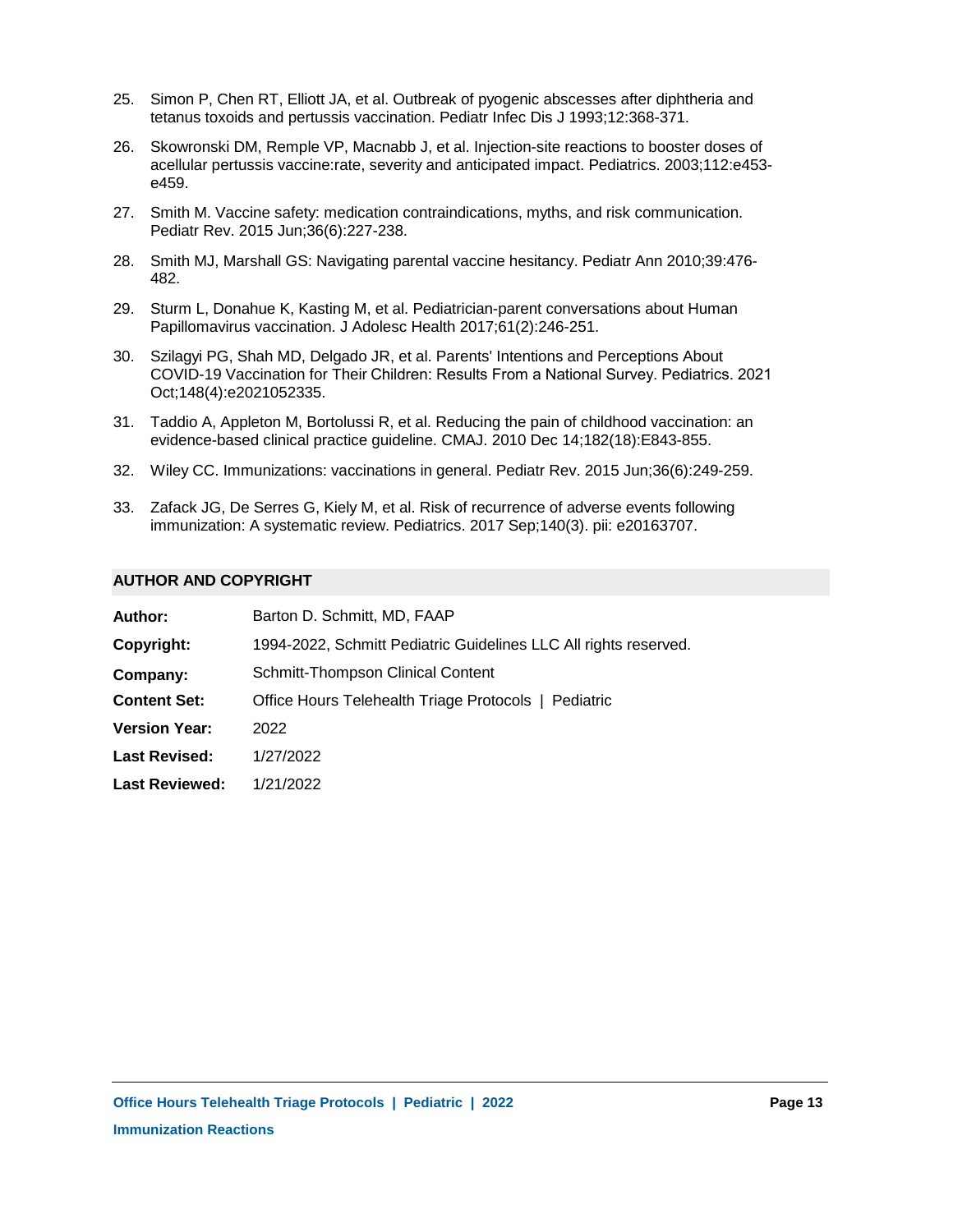25. Simon P, Chen RT, Elliott JA, et al. Outbreak of pyogenic abscesses after diphtheria and tetanus toxoids and pertussis vaccination. Pediatr Infec Dis J 1993;12:368-371.

26. Skowronski DM, Remple VP, Macnabb J, et al. Injection-site reactions to booster doses of acellular pertussis vaccine:rate, severity and anticipated impact. Pediatrics. 2003;112:e453-e459.

27. Smith M. Vaccine safety: medication contraindications, myths, and risk communication. Pediatr Rev. 2015 Jun;36(6):227-238.

28. Smith MJ, Marshall GS: Navigating parental vaccine hesitancy. Pediatr Ann 2010;39:476-482.

29. Sturm L, Donahue K, Kasting M, et al. Pediatrician-parent conversations about Human Papillomavirus vaccination. J Adolesc Health 2017;61(2):246-251.

30. Szilagyi PG, Shah MD, Delgado JR, et al. Parents' Intentions and Perceptions About COVID-19 Vaccination for Their Children: Results From a National Survey. Pediatrics. 2021 Oct;148(4):e2021052335.

31. Taddio A, Appleton M, Bortolussi R, et al. Reducing the pain of childhood vaccination: an evidence-based clinical practice guideline. CMAJ. 2010 Dec 14;182(18):E843-855.

32. Wiley CC. Immunizations: vaccinations in general. Pediatr Rev. 2015 Jun;36(6):249-259.

33. Zafack JG, De Serres G, Kiely M, et al. Risk of recurrence of adverse events following immunization: A systematic review. Pediatrics. 2017 Sep;140(3). pii: e20163707.

## AUTHOR AND COPYRIGHT

| | |
|---|---|
| **Author:** | Barton D. Schmitt, MD, FAAP |
| **Copyright:** | 1994-2022, Schmitt Pediatric Guidelines LLC All rights reserved. |
| **Company:** | Schmitt-Thompson Clinical Content |
| **Content Set:** | Office Hours Telehealth Triage Protocols \| Pediatric |
| **Version Year:** | 2022 |
| **Last Revised:** | 1/27/2022 |
| **Last Reviewed:** | 1/21/2022 |